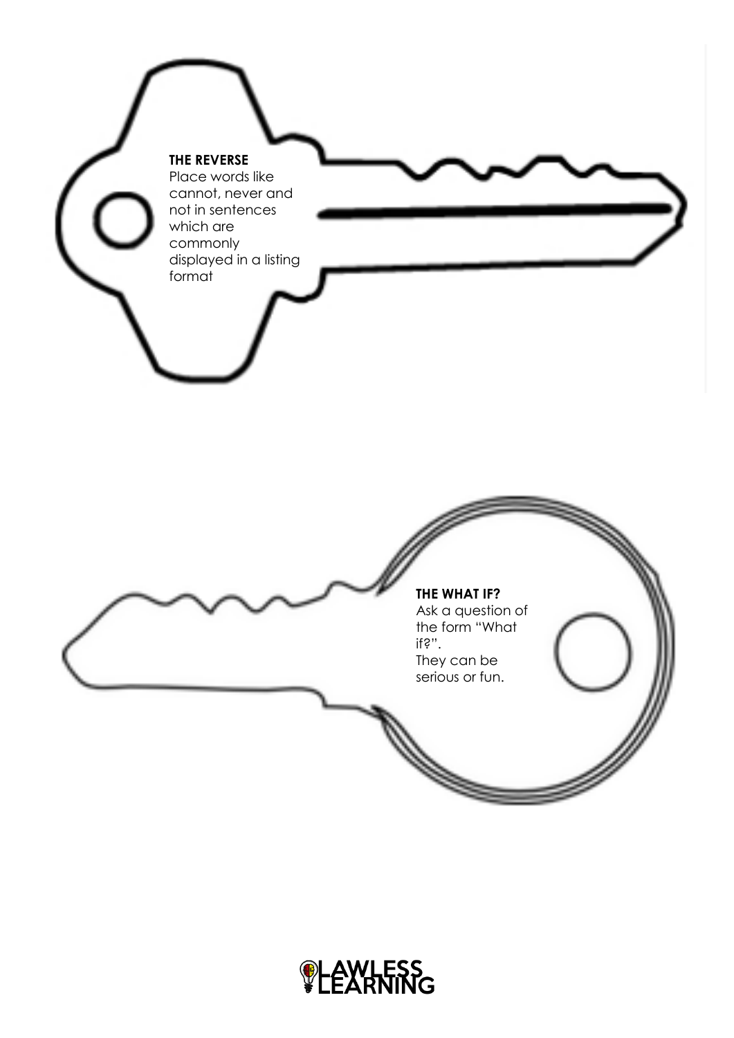**THE REVERSE**
Place words like cannot, never and not in sentences which are commonly displayed in a listing format

**THE WHAT IF?**
Ask a question of the form "What if?".
They can be serious or fun.

LAWLESS LEARNING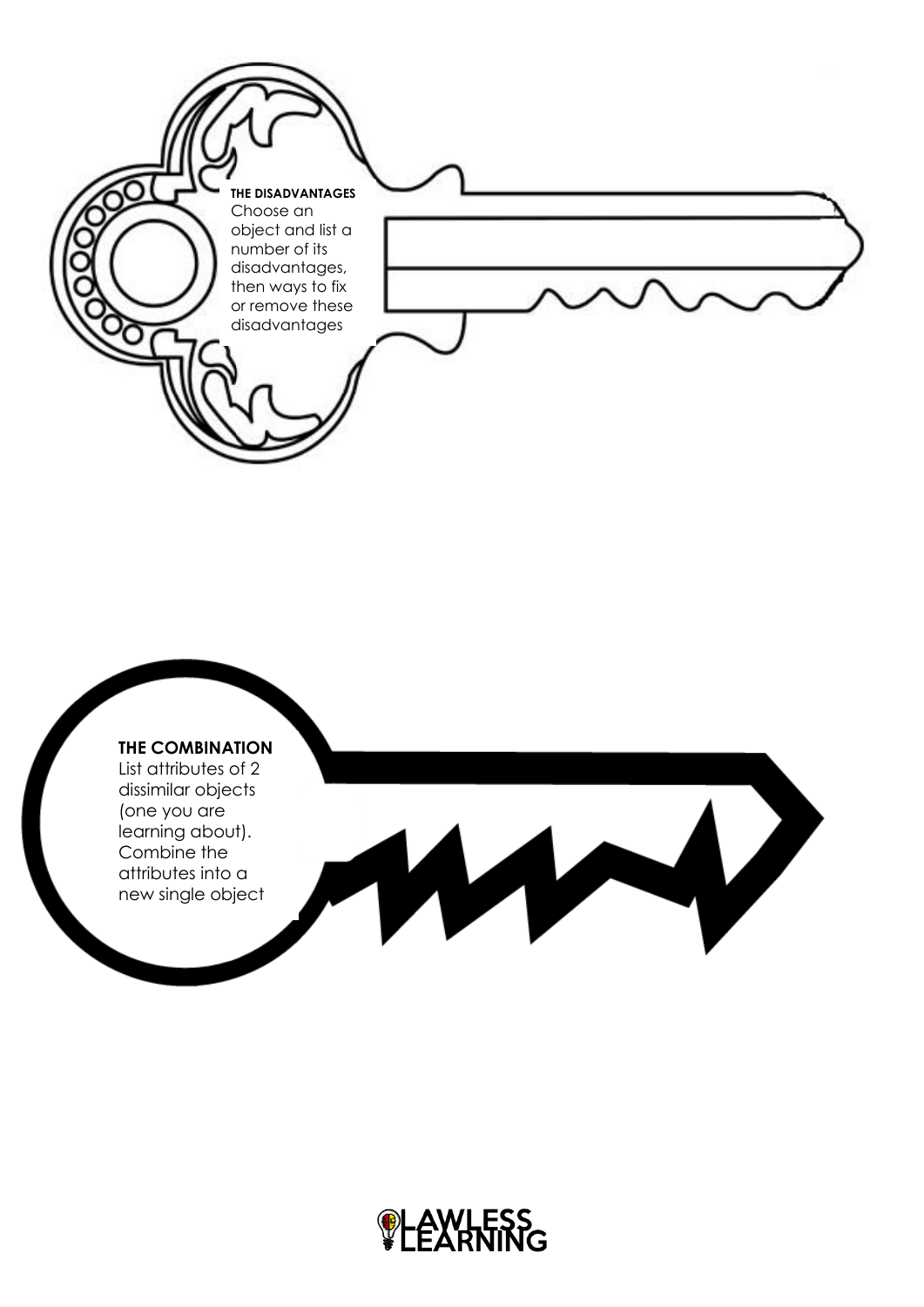**THE DISADVANTAGES**
Choose an object and list a number of its disadvantages, then ways to fix or remove these disadvantages

**THE COMBINATION**
List attributes of 2 dissimilar objects (one you are learning about). Combine the attributes into a new single object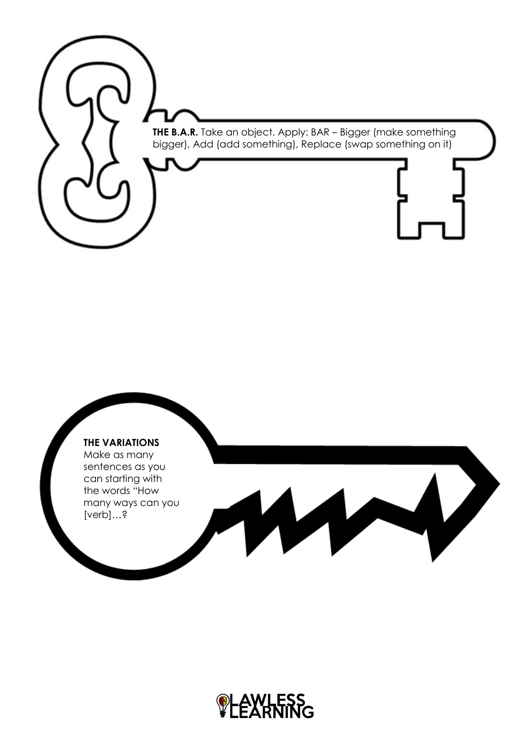**THE B.A.R.** Take an object. Apply: BAR – Bigger (make something bigger), Add (add something), Replace (swap something on it)

**THE VARIATIONS**

Make as many sentences as you can starting with the words "How many ways can you [verb]…?

LAWLESS LEARNING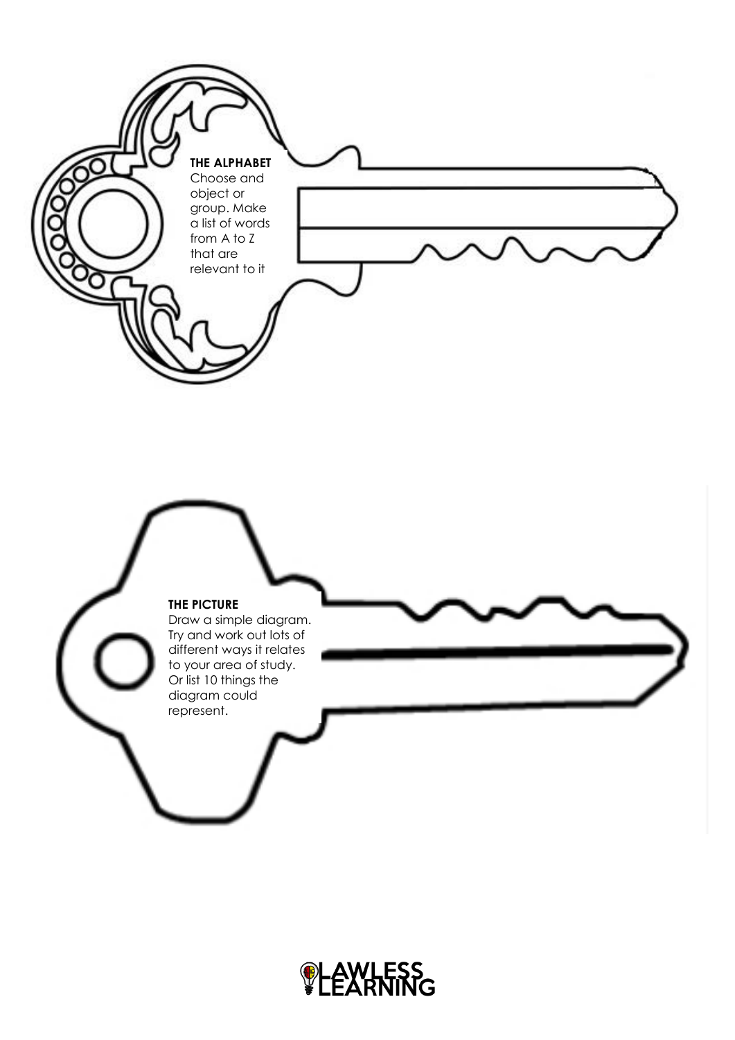**THE ALPHABET**
Choose and object or group. Make a list of words from A to Z that are relevant to it

**THE PICTURE**
Draw a simple diagram. Try and work out lots of different ways it relates to your area of study. Or list 10 things the diagram could represent.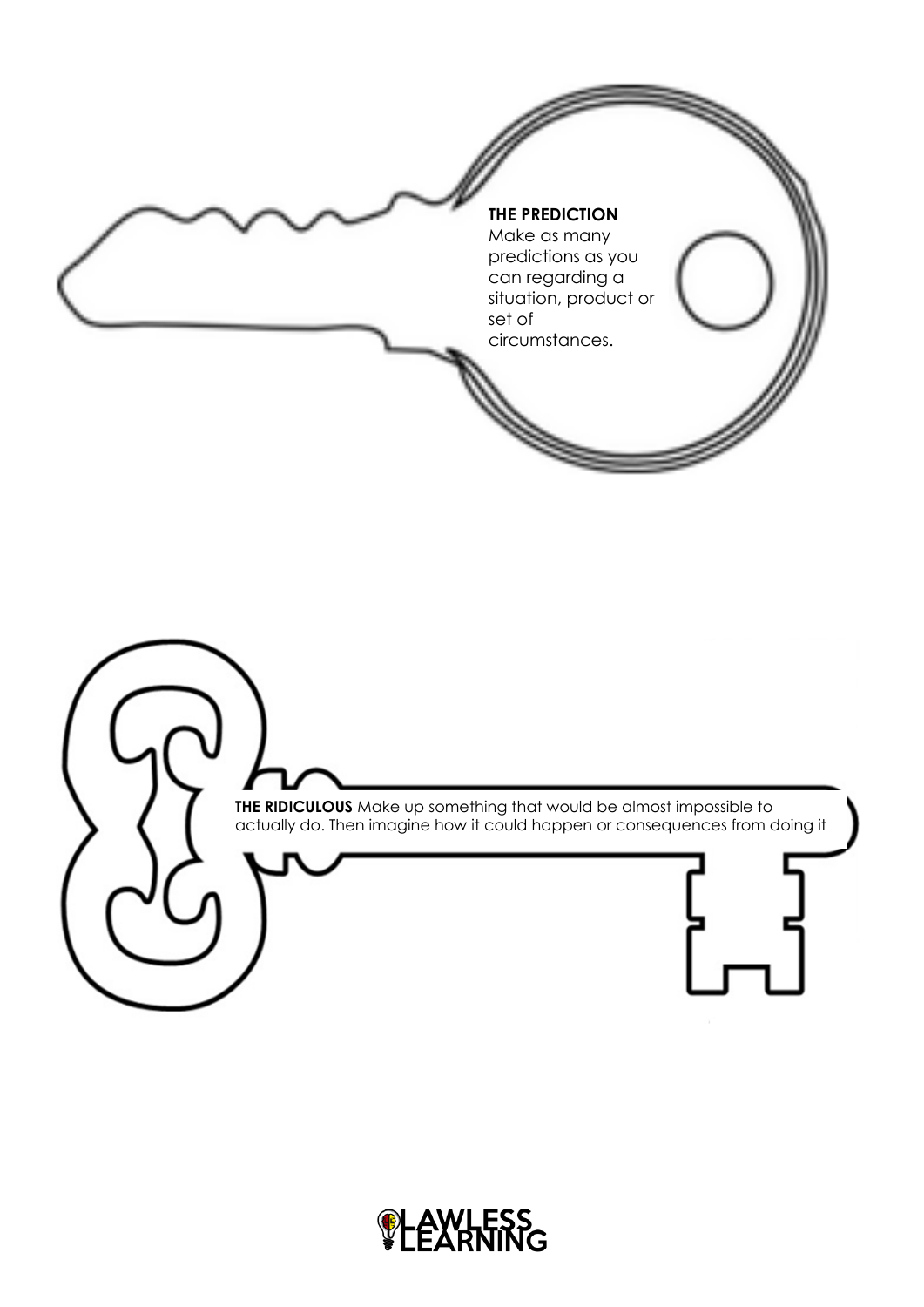**THE PREDICTION**
Make as many predictions as you can regarding a situation, product or set of circumstances.

**THE RIDICULOUS** Make up something that would be almost impossible to actually do. Then imagine how it could happen or consequences from doing it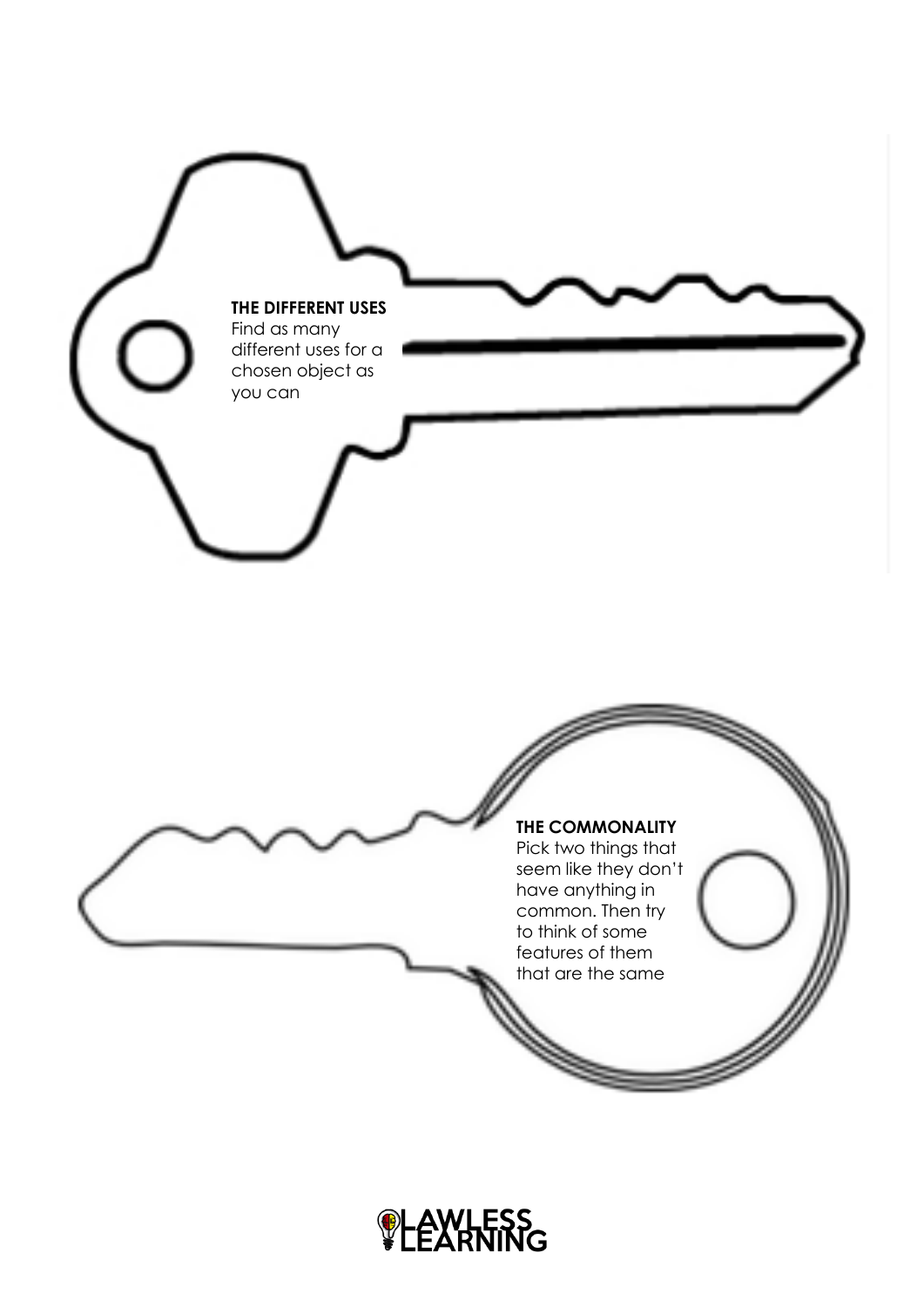**THE DIFFERENT USES**

Find as many different uses for a chosen object as you can

**THE COMMONALITY**

Pick two things that seem like they don't have anything in common. Then try to think of some features of them that are the same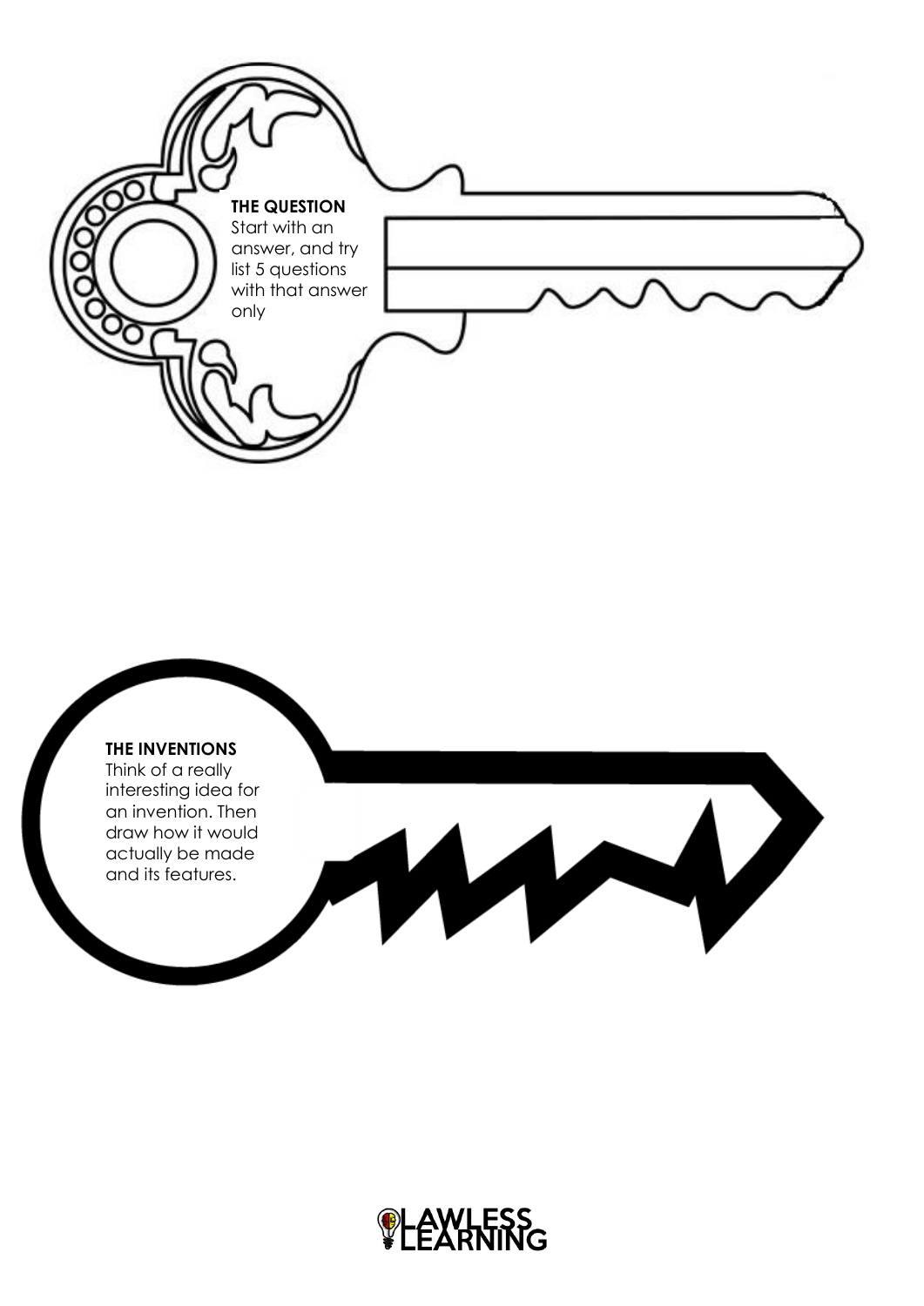**THE QUESTION**
Start with an answer, and try list 5 questions with that answer only

**THE INVENTIONS**
Think of a really interesting idea for an invention. Then draw how it would actually be made and its features.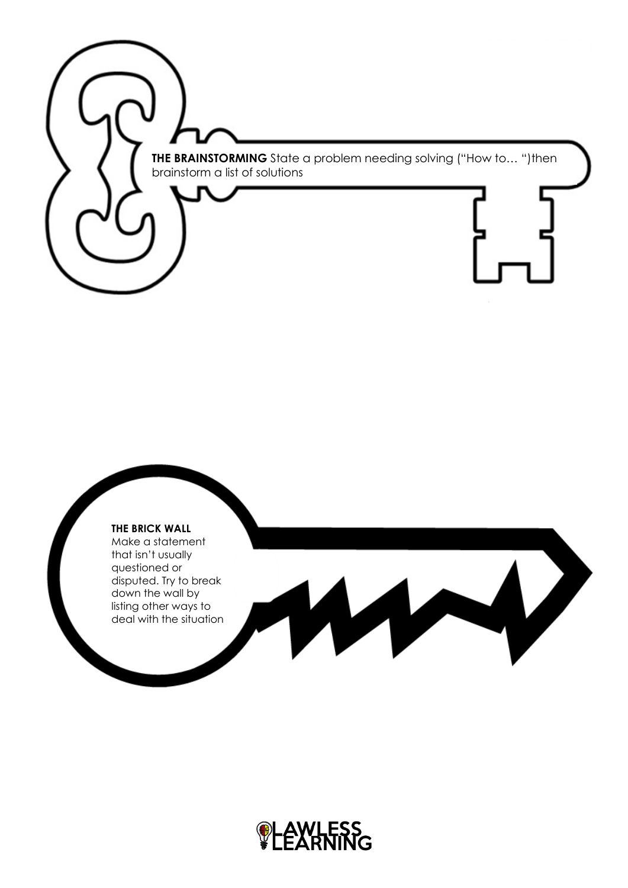**THE BRAINSTORMING** State a problem needing solving ("How to… ")then brainstorm a list of solutions

**THE BRICK WALL**
Make a statement that isn't usually questioned or disputed. Try to break down the wall by listing other ways to deal with the situation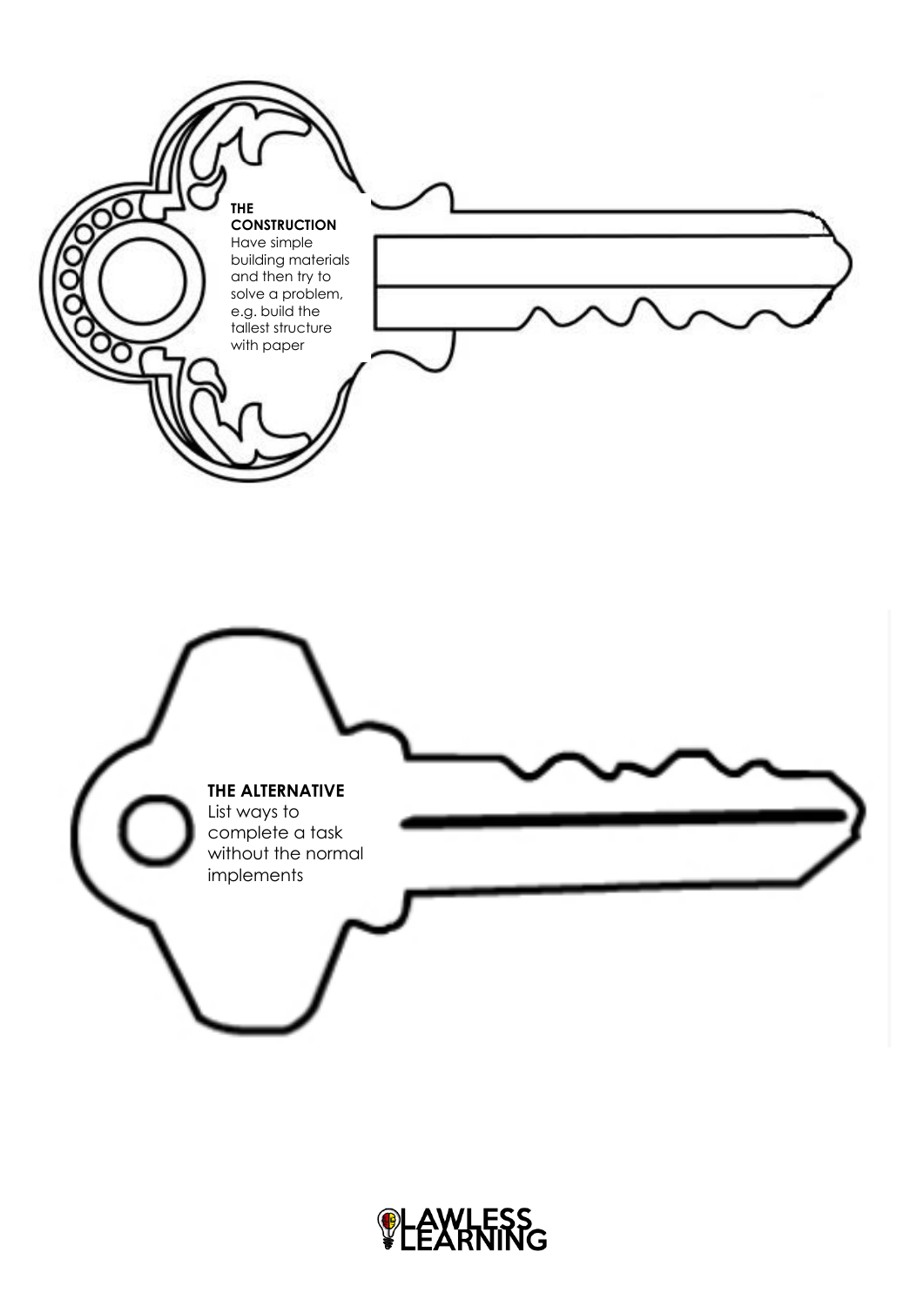**THE CONSTRUCTION**
Have simple building materials and then try to solve a problem, e.g. build the tallest structure with paper

**THE ALTERNATIVE**
List ways to complete a task without the normal implements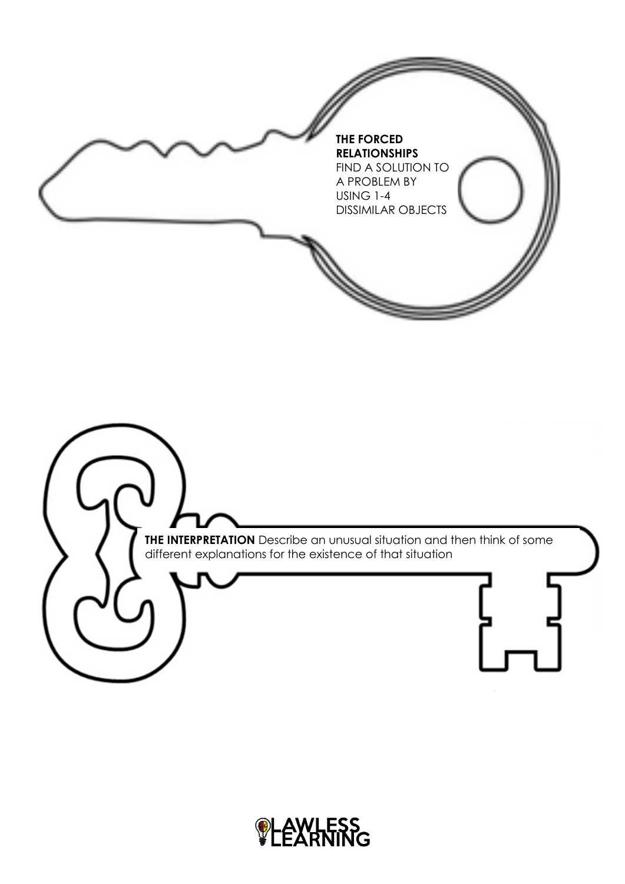**THE FORCED RELATIONSHIPS**
FIND A SOLUTION TO A PROBLEM BY USING 1-4 DISSIMILAR OBJECTS

**THE INTERPRETATION** Describe an unusual situation and then think of some different explanations for the existence of that situation

LAWLESS LEARNING